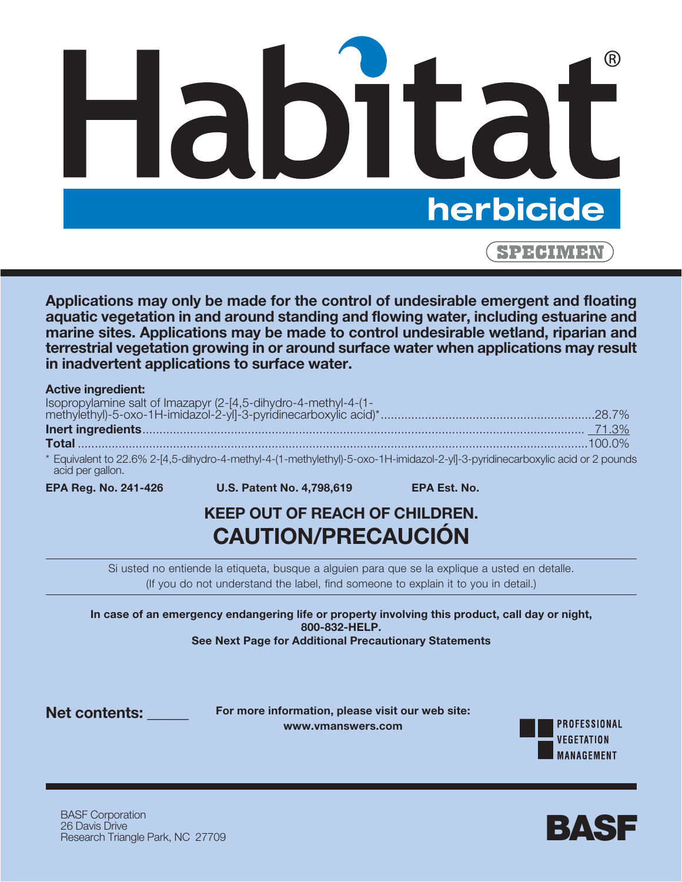# Habitat®

## herbicide

SPECIMEN

**Applications may only be made for the control of undesirable emergent and floating aquatic vegetation in and around standing and flowing water, including estuarine and marine sites. Applications may be made to control undesirable wetland, riparian and terrestrial vegetation growing in or around surface water when applications may result in inadvertent applications to surface water.**

**Active ingredient:**

| | |
|---|---|
| Isopropylamine salt of Imazapyr (2-[4,5-dihydro-4-methyl-4-(1-methylethyl)-5-oxo-1H-imidazol-2-yl]-3-pyridinecarboxylic acid)* | 28.7% |
| **Inert ingredients** | 71.3% |
| **Total** | 100.0% |

\* Equivalent to 22.6% 2-[4,5-dihydro-4-methyl-4-(1-methylethyl)-5-oxo-1H-imidazol-2-yl]-3-pyridinecarboxylic acid or 2 pounds acid per gallon.

**EPA Reg. No. 241-426** **U.S. Patent No. 4,798,619** **EPA Est. No.**

## KEEP OUT OF REACH OF CHILDREN.
## CAUTION/PRECAUCIÓN

Si usted no entiende la etiqueta, busque a alguien para que se la explique a usted en detalle.
(If you do not understand the label, find someone to explain it to you in detail.)

**In case of an emergency endangering life or property involving this product, call day or night, 800-832-HELP.**
**See Next Page for Additional Precautionary Statements**

**Net contents:** ______

**For more information, please visit our web site: www.vmanswers.com**

PROFESSIONAL VEGETATION MANAGEMENT

BASF Corporation
26 Davis Drive
Research Triangle Park, NC 27709

BASF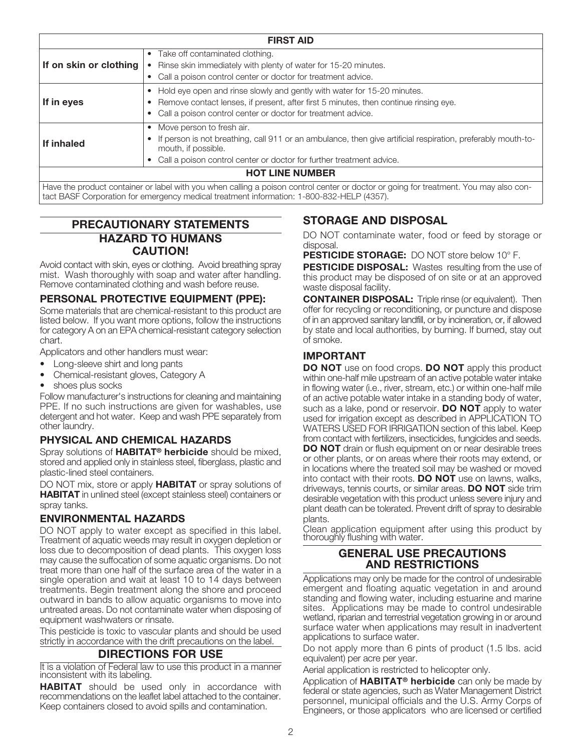| FIRST AID | |
|---|---|
| **If on skin or clothing** | • Take off contaminated clothing.<br>• Rinse skin immediately with plenty of water for 15-20 minutes.<br>• Call a poison control center or doctor for treatment advice. |
| **If in eyes** | • Hold eye open and rinse slowly and gently with water for 15-20 minutes.<br>• Remove contact lenses, if present, after first 5 minutes, then continue rinsing eye.<br>• Call a poison control center or doctor for treatment advice. |
| **If inhaled** | • Move person to fresh air.<br>• If person is not breathing, call 911 or an ambulance, then give artificial respiration, preferably mouth-to-mouth, if possible.<br>• Call a poison control center or doctor for further treatment advice. |
| **HOT LINE NUMBER** | |
| Have the product container or label with you when calling a poison control center or doctor or going for treatment. You may also contact BASF Corporation for emergency medical treatment information: 1-800-832-HELP (4357). | |

## PRECAUTIONARY STATEMENTS

## HAZARD TO HUMANS CAUTION!

Avoid contact with skin, eyes or clothing. Avoid breathing spray mist. Wash thoroughly with soap and water after handling. Remove contaminated clothing and wash before reuse.

### PERSONAL PROTECTIVE EQUIPMENT (PPE):

Some materials that are chemical-resistant to this product are listed below. If you want more options, follow the instructions for category A on an EPA chemical-resistant category selection chart.

Applicators and other handlers must wear:

- Long-sleeve shirt and long pants
- Chemical-resistant gloves, Category A
- shoes plus socks

Follow manufacturer's instructions for cleaning and maintaining PPE. If no such instructions are given for washables, use detergent and hot water. Keep and wash PPE separately from other laundry.

### PHYSICAL AND CHEMICAL HAZARDS

Spray solutions of **HABITAT® herbicide** should be mixed, stored and applied only in stainless steel, fiberglass, plastic and plastic-lined steel containers.

DO NOT mix, store or apply **HABITAT** or spray solutions of **HABITAT** in unlined steel (except stainless steel) containers or spray tanks.

### ENVIRONMENTAL HAZARDS

DO NOT apply to water except as specified in this label. Treatment of aquatic weeds may result in oxygen depletion or loss due to decomposition of dead plants. This oxygen loss may cause the suffocation of some aquatic organisms. Do not treat more than one half of the surface area of the water in a single operation and wait at least 10 to 14 days between treatments. Begin treatment along the shore and proceed outward in bands to allow aquatic organisms to move into untreated areas. Do not contaminate water when disposing of equipment washwaters or rinsate.

This pesticide is toxic to vascular plants and should be used strictly in accordance with the drift precautions on the label.

## DIRECTIONS FOR USE

It is a violation of Federal law to use this product in a manner inconsistent with its labeling.

**HABITAT** should be used only in accordance with recommendations on the leaflet label attached to the container. Keep containers closed to avoid spills and contamination.

## STORAGE AND DISPOSAL

DO NOT contaminate water, food or feed by storage or disposal.

**PESTICIDE STORAGE:** DO NOT store below 10° F.

**PESTICIDE DISPOSAL:** Wastes resulting from the use of this product may be disposed of on site or at an approved waste disposal facility.

**CONTAINER DISPOSAL:** Triple rinse (or equivalent). Then offer for recycling or reconditioning, or puncture and dispose of in an approved sanitary landfill, or by incineration, or, if allowed by state and local authorities, by burning. If burned, stay out of smoke.

### IMPORTANT

**DO NOT** use on food crops. **DO NOT** apply this product within one-half mile upstream of an active potable water intake in flowing water (i.e., river, stream, etc.) or within one-half mile of an active potable water intake in a standing body of water, such as a lake, pond or reservoir. **DO NOT** apply to water used for irrigation except as described in APPLICATION TO WATERS USED FOR IRRIGATION section of this label. Keep from contact with fertilizers, insecticides, fungicides and seeds. **DO NOT** drain or flush equipment on or near desirable trees or other plants, or on areas where their roots may extend, or in locations where the treated soil may be washed or moved into contact with their roots. **DO NOT** use on lawns, walks, driveways, tennis courts, or similar areas. **DO NOT** side trim desirable vegetation with this product unless severe injury and plant death can be tolerated. Prevent drift of spray to desirable plants.

Clean application equipment after using this product by thoroughly flushing with water.

## GENERAL USE PRECAUTIONS AND RESTRICTIONS

Applications may only be made for the control of undesirable emergent and floating aquatic vegetation in and around standing and flowing water, including estuarine and marine sites. Applications may be made to control undesirable wetland, riparian and terrestrial vegetation growing in or around surface water when applications may result in inadvertent applications to surface water.

Do not apply more than 6 pints of product (1.5 lbs. acid equivalent) per acre per year.

Aerial application is restricted to helicopter only.

Application of **HABITAT® herbicide** can only be made by federal or state agencies, such as Water Management District personnel, municipal officials and the U.S. Army Corps of Engineers, or those applicators who are licensed or certified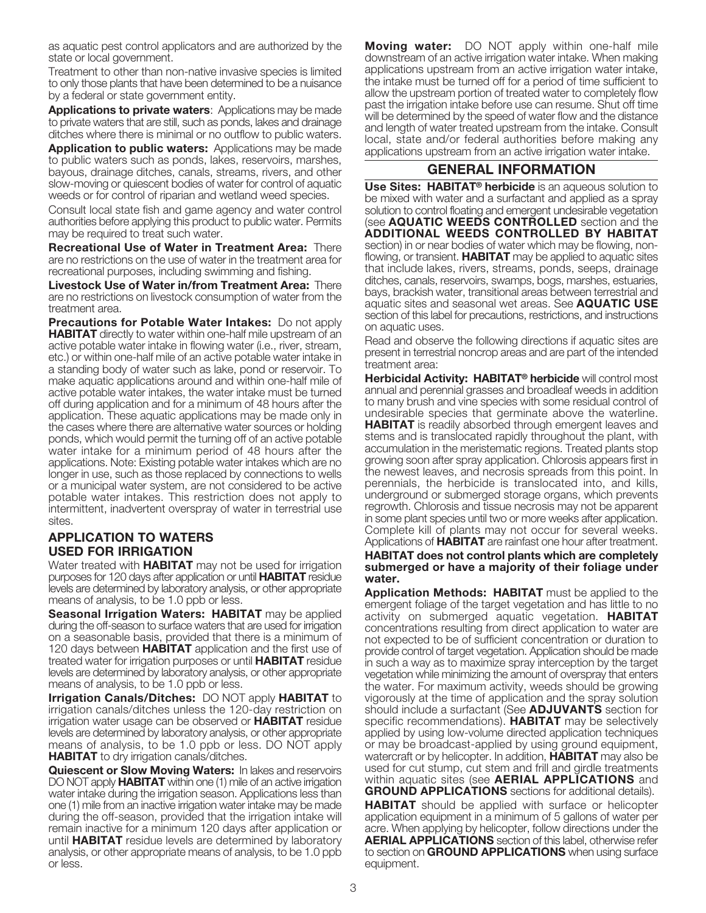as aquatic pest control applicators and are authorized by the state or local government.

Treatment to other than non-native invasive species is limited to only those plants that have been determined to be a nuisance by a federal or state government entity.

**Applications to private waters**: Applications may be made to private waters that are still, such as ponds, lakes and drainage ditches where there is minimal or no outflow to public waters.

**Application to public waters:** Applications may be made to public waters such as ponds, lakes, reservoirs, marshes, bayous, drainage ditches, canals, streams, rivers, and other slow-moving or quiescent bodies of water for control of aquatic weeds or for control of riparian and wetland weed species.

Consult local state fish and game agency and water control authorities before applying this product to public water. Permits may be required to treat such water.

**Recreational Use of Water in Treatment Area:** There are no restrictions on the use of water in the treatment area for recreational purposes, including swimming and fishing.

**Livestock Use of Water in/from Treatment Area:** There are no restrictions on livestock consumption of water from the treatment area.

**Precautions for Potable Water Intakes:** Do not apply **HABITAT** directly to water within one-half mile upstream of an active potable water intake in flowing water (i.e., river, stream, etc.) or within one-half mile of an active potable water intake in a standing body of water such as lake, pond or reservoir. To make aquatic applications around and within one-half mile of active potable water intakes, the water intake must be turned off during application and for a minimum of 48 hours after the application. These aquatic applications may be made only in the cases where there are alternative water sources or holding ponds, which would permit the turning off of an active potable water intake for a minimum period of 48 hours after the applications. Note: Existing potable water intakes which are no longer in use, such as those replaced by connections to wells or a municipal water system, are not considered to be active potable water intakes. This restriction does not apply to intermittent, inadvertent overspray of water in terrestrial use sites.

## APPLICATION TO WATERS USED FOR IRRIGATION

Water treated with **HABITAT** may not be used for irrigation purposes for 120 days after application or until **HABITAT** residue levels are determined by laboratory analysis, or other appropriate means of analysis, to be 1.0 ppb or less.

**Seasonal Irrigation Waters: HABITAT** may be applied during the off-season to surface waters that are used for irrigation on a seasonable basis, provided that there is a minimum of 120 days between **HABITAT** application and the first use of treated water for irrigation purposes or until **HABITAT** residue levels are determined by laboratory analysis, or other appropriate means of analysis, to be 1.0 ppb or less.

**Irrigation Canals/Ditches:** DO NOT apply **HABITAT** to irrigation canals/ditches unless the 120-day restriction on irrigation water usage can be observed or **HABITAT** residue levels are determined by laboratory analysis, or other appropriate means of analysis, to be 1.0 ppb or less. DO NOT apply **HABITAT** to dry irrigation canals/ditches.

**Quiescent or Slow Moving Waters:** In lakes and reservoirs DO NOT apply **HABITAT** within one (1) mile of an active irrigation water intake during the irrigation season. Applications less than one (1) mile from an inactive irrigation water intake may be made during the off-season, provided that the irrigation intake will remain inactive for a minimum 120 days after application or until **HABITAT** residue levels are determined by laboratory analysis, or other appropriate means of analysis, to be 1.0 ppb or less.

**Moving water:** DO NOT apply within one-half mile downstream of an active irrigation water intake. When making applications upstream from an active irrigation water intake, the intake must be turned off for a period of time sufficient to allow the upstream portion of treated water to completely flow past the irrigation intake before use can resume. Shut off time will be determined by the speed of water flow and the distance and length of water treated upstream from the intake. Consult local, state and/or federal authorities before making any applications upstream from an active irrigation water intake.

## GENERAL INFORMATION

**Use Sites: HABITAT® herbicide** is an aqueous solution to be mixed with water and a surfactant and applied as a spray solution to control floating and emergent undesirable vegetation (see **AQUATIC WEEDS CONTROLLED** section and the **ADDITIONAL WEEDS CONTROLLED BY HABITAT** section) in or near bodies of water which may be flowing, non-flowing, or transient. **HABITAT** may be applied to aquatic sites that include lakes, rivers, streams, ponds, seeps, drainage ditches, canals, reservoirs, swamps, bogs, marshes, estuaries, bays, brackish water, transitional areas between terrestrial and aquatic sites and seasonal wet areas. See **AQUATIC USE** section of this label for precautions, restrictions, and instructions on aquatic uses.

Read and observe the following directions if aquatic sites are present in terrestrial noncrop areas and are part of the intended treatment area:

**Herbicidal Activity: HABITAT® herbicide** will control most annual and perennial grasses and broadleaf weeds in addition to many brush and vine species with some residual control of undesirable species that germinate above the waterline. **HABITAT** is readily absorbed through emergent leaves and stems and is translocated rapidly throughout the plant, with accumulation in the meristematic regions. Treated plants stop growing soon after spray application. Chlorosis appears first in the newest leaves, and necrosis spreads from this point. In perennials, the herbicide is translocated into, and kills, underground or submerged storage organs, which prevents regrowth. Chlorosis and tissue necrosis may not be apparent in some plant species until two or more weeks after application. Complete kill of plants may not occur for several weeks. Applications of **HABITAT** are rainfast one hour after treatment.

**HABITAT does not control plants which are completely submerged or have a majority of their foliage under water.**

**Application Methods: HABITAT** must be applied to the emergent foliage of the target vegetation and has little to no activity on submerged aquatic vegetation. **HABITAT** concentrations resulting from direct application to water are not expected to be of sufficient concentration or duration to provide control of target vegetation. Application should be made in such a way as to maximize spray interception by the target vegetation while minimizing the amount of overspray that enters the water. For maximum activity, weeds should be growing vigorously at the time of application and the spray solution should include a surfactant (See **ADJUVANTS** section for specific recommendations). **HABITAT** may be selectively applied by using low-volume directed application techniques or may be broadcast-applied by using ground equipment, watercraft or by helicopter. In addition, **HABITAT** may also be used for cut stump, cut stem and frill and girdle treatments within aquatic sites (see **AERIAL APPLICATIONS** and **GROUND APPLICATIONS** sections for additional details).

**HABITAT** should be applied with surface or helicopter application equipment in a minimum of 5 gallons of water per acre. When applying by helicopter, follow directions under the **AERIAL APPLICATIONS** section of this label, otherwise refer to section on **GROUND APPLICATIONS** when using surface equipment.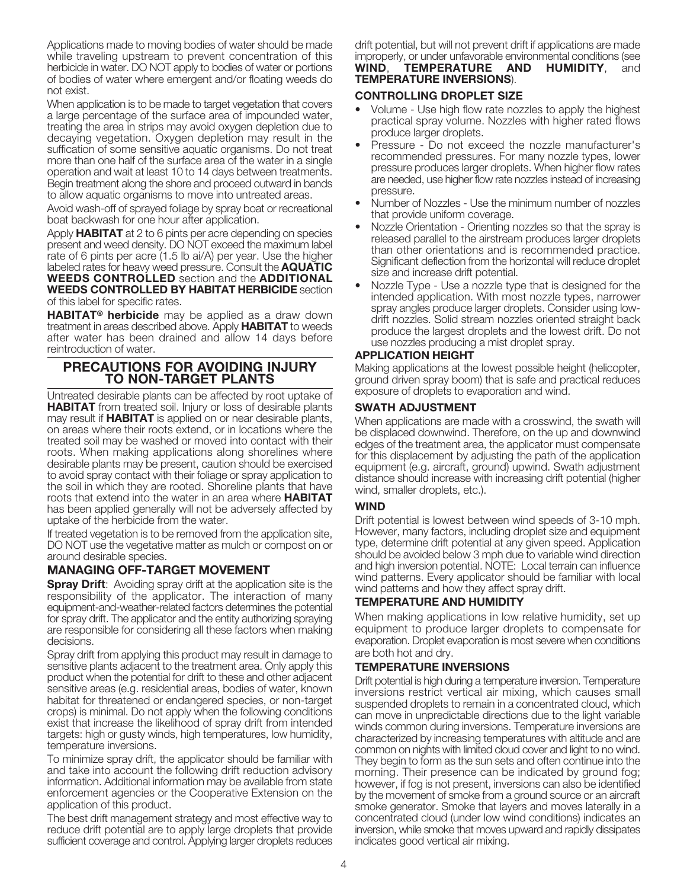Applications made to moving bodies of water should be made while traveling upstream to prevent concentration of this herbicide in water. DO NOT apply to bodies of water or portions of bodies of water where emergent and/or floating weeds do not exist.

When application is to be made to target vegetation that covers a large percentage of the surface area of impounded water, treating the area in strips may avoid oxygen depletion due to decaying vegetation. Oxygen depletion may result in the suffication of some sensitive aquatic organisms. Do not treat more than one half of the surface area of the water in a single operation and wait at least 10 to 14 days between treatments. Begin treatment along the shore and proceed outward in bands to allow aquatic organisms to move into untreated areas.

Avoid wash-off of sprayed foliage by spray boat or recreational boat backwash for one hour after application.

Apply **HABITAT** at 2 to 6 pints per acre depending on species present and weed density. DO NOT exceed the maximum label rate of 6 pints per acre (1.5 lb ai/A) per year. Use the higher labeled rates for heavy weed pressure. Consult the **AQUATIC WEEDS CONTROLLED** section and the **ADDITIONAL WEEDS CONTROLLED BY HABITAT HERBICIDE** section of this label for specific rates.

**HABITAT® herbicide** may be applied as a draw down treatment in areas described above. Apply **HABITAT** to weeds after water has been drained and allow 14 days before reintroduction of water.

## PRECAUTIONS FOR AVOIDING INJURY TO NON-TARGET PLANTS

Untreated desirable plants can be affected by root uptake of **HABITAT** from treated soil. Injury or loss of desirable plants may result if **HABITAT** is applied on or near desirable plants, on areas where their roots extend, or in locations where the treated soil may be washed or moved into contact with their roots. When making applications along shorelines where desirable plants may be present, caution should be exercised to avoid spray contact with their foliage or spray application to the soil in which they are rooted. Shoreline plants that have roots that extend into the water in an area where **HABITAT** has been applied generally will not be adversely affected by uptake of the herbicide from the water.

If treated vegetation is to be removed from the application site, DO NOT use the vegetative matter as mulch or compost on or around desirable species.

### MANAGING OFF-TARGET MOVEMENT

**Spray Drift**: Avoiding spray drift at the application site is the responsibility of the applicator. The interaction of many equipment-and-weather-related factors determines the potential for spray drift. The applicator and the entity authorizing spraying are responsible for considering all these factors when making decisions.

Spray drift from applying this product may result in damage to sensitive plants adjacent to the treatment area. Only apply this product when the potential for drift to these and other adjacent sensitive areas (e.g. residential areas, bodies of water, known habitat for threatened or endangered species, or non-target crops) is minimal. Do not apply when the following conditions exist that increase the likelihood of spray drift from intended targets: high or gusty winds, high temperatures, low humidity, temperature inversions.

To minimize spray drift, the applicator should be familiar with and take into account the following drift reduction advisory information. Additional information may be available from state enforcement agencies or the Cooperative Extension on the application of this product.

The best drift management strategy and most effective way to reduce drift potential are to apply large droplets that provide sufficient coverage and control. Applying larger droplets reduces drift potential, but will not prevent drift if applications are made improperly, or under unfavorable environmental conditions (see **WIND**, **TEMPERATURE AND HUMIDITY**, and **TEMPERATURE INVERSIONS**).

### CONTROLLING DROPLET SIZE

- Volume - Use high flow rate nozzles to apply the highest practical spray volume. Nozzles with higher rated flows produce larger droplets.
- Pressure - Do not exceed the nozzle manufacturer's recommended pressures. For many nozzle types, lower pressure produces larger droplets. When higher flow rates are needed, use higher flow rate nozzles instead of increasing pressure.
- Number of Nozzles - Use the minimum number of nozzles that provide uniform coverage.
- Nozzle Orientation - Orienting nozzles so that the spray is released parallel to the airstream produces larger droplets than other orientations and is recommended practice. Significant deflection from the horizontal will reduce droplet size and increase drift potential.
- Nozzle Type - Use a nozzle type that is designed for the intended application. With most nozzle types, narrower spray angles produce larger droplets. Consider using low-drift nozzles. Solid stream nozzles oriented straight back produce the largest droplets and the lowest drift. Do not use nozzles producing a mist droplet spray.

### APPLICATION HEIGHT

Making applications at the lowest possible height (helicopter, ground driven spray boom) that is safe and practical reduces exposure of droplets to evaporation and wind.

### SWATH ADJUSTMENT

When applications are made with a crosswind, the swath will be displaced downwind. Therefore, on the up and downwind edges of the treatment area, the applicator must compensate for this displacement by adjusting the path of the application equipment (e.g. aircraft, ground) upwind. Swath adjustment distance should increase with increasing drift potential (higher wind, smaller droplets, etc.).

### WIND

Drift potential is lowest between wind speeds of 3-10 mph. However, many factors, including droplet size and equipment type, determine drift potential at any given speed. Application should be avoided below 3 mph due to variable wind direction and high inversion potential. NOTE: Local terrain can influence wind patterns. Every applicator should be familiar with local wind patterns and how they affect spray drift.

### TEMPERATURE AND HUMIDITY

When making applications in low relative humidity, set up equipment to produce larger droplets to compensate for evaporation. Droplet evaporation is most severe when conditions are both hot and dry.

### TEMPERATURE INVERSIONS

Drift potential is high during a temperature inversion. Temperature inversions restrict vertical air mixing, which causes small suspended droplets to remain in a concentrated cloud, which can move in unpredictable directions due to the light variable winds common during inversions. Temperature inversions are characterized by increasing temperatures with altitude and are common on nights with limited cloud cover and light to no wind. They begin to form as the sun sets and often continue into the morning. Their presence can be indicated by ground fog; however, if fog is not present, inversions can also be identified by the movement of smoke from a ground source or an aircraft smoke generator. Smoke that layers and moves laterally in a concentrated cloud (under low wind conditions) indicates an inversion, while smoke that moves upward and rapidly dissipates indicates good vertical air mixing.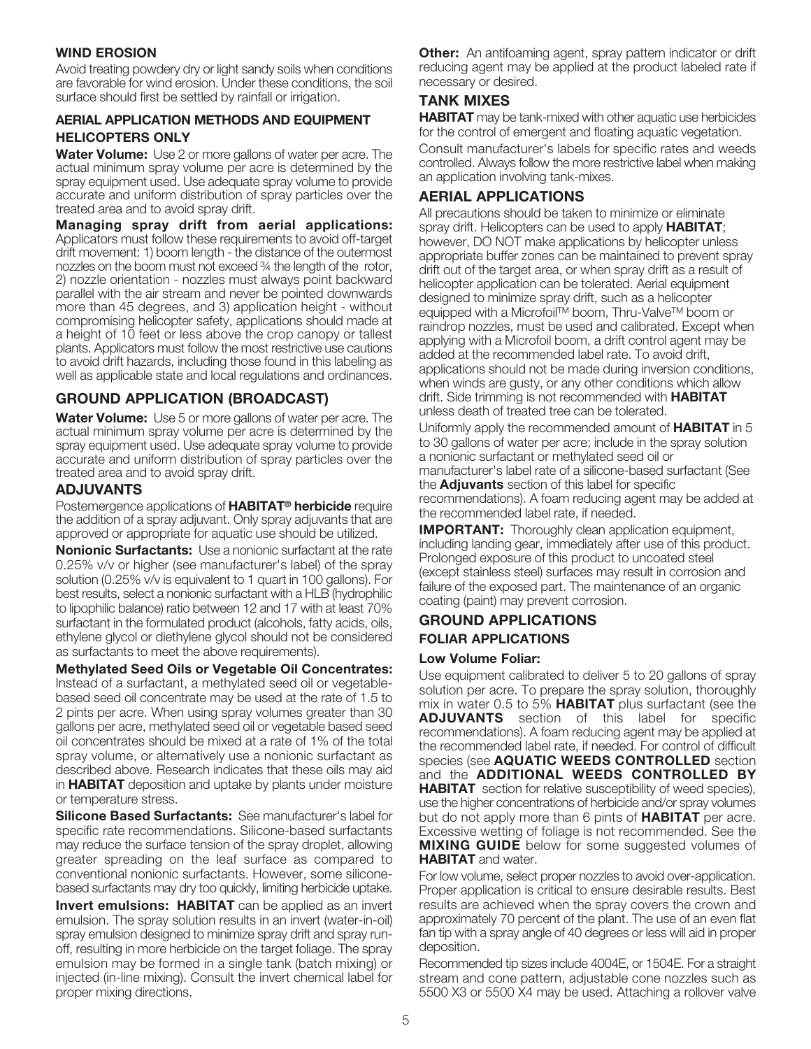### WIND EROSION

Avoid treating powdery dry or light sandy soils when conditions are favorable for wind erosion. Under these conditions, the soil surface should first be settled by rainfall or irrigation.

### AERIAL APPLICATION METHODS AND EQUIPMENT

### HELICOPTERS ONLY

**Water Volume:** Use 2 or more gallons of water per acre. The actual minimum spray volume per acre is determined by the spray equipment used. Use adequate spray volume to provide accurate and uniform distribution of spray particles over the treated area and to avoid spray drift.

**Managing spray drift from aerial applications:** Applicators must follow these requirements to avoid off-target drift movement: 1) boom length - the distance of the outermost nozzles on the boom must not exceed ¾ the length of the rotor, 2) nozzle orientation - nozzles must always point backward parallel with the air stream and never be pointed downwards more than 45 degrees, and 3) application height - without compromising helicopter safety, applications should made at a height of 10 feet or less above the crop canopy or tallest plants. Applicators must follow the most restrictive use cautions to avoid drift hazards, including those found in this labeling as well as applicable state and local regulations and ordinances.

## GROUND APPLICATION (BROADCAST)

**Water Volume:** Use 5 or more gallons of water per acre. The actual minimum spray volume per acre is determined by the spray equipment used. Use adequate spray volume to provide accurate and uniform distribution of spray particles over the treated area and to avoid spray drift.

## ADJUVANTS

Postemergence applications of **HABITAT® herbicide** require the addition of a spray adjuvant. Only spray adjuvants that are approved or appropriate for aquatic use should be utilized.

**Nonionic Surfactants:** Use a nonionic surfactant at the rate 0.25% v/v or higher (see manufacturer's label) of the spray solution (0.25% v/v is equivalent to 1 quart in 100 gallons). For best results, select a nonionic surfactant with a HLB (hydrophilic to lipophilic balance) ratio between 12 and 17 with at least 70% surfactant in the formulated product (alcohols, fatty acids, oils, ethylene glycol or diethylene glycol should not be considered as surfactants to meet the above requirements).

**Methylated Seed Oils or Vegetable Oil Concentrates:** Instead of a surfactant, a methylated seed oil or vegetable-based seed oil concentrate may be used at the rate of 1.5 to 2 pints per acre. When using spray volumes greater than 30 gallons per acre, methylated seed oil or vegetable based seed oil concentrates should be mixed at a rate of 1% of the total spray volume, or alternatively use a nonionic surfactant as described above. Research indicates that these oils may aid in **HABITAT** deposition and uptake by plants under moisture or temperature stress.

**Silicone Based Surfactants:** See manufacturer's label for specific rate recommendations. Silicone-based surfactants may reduce the surface tension of the spray droplet, allowing greater spreading on the leaf surface as compared to conventional nonionic surfactants. However, some silicone-based surfactants may dry too quickly, limiting herbicide uptake.

**Invert emulsions: HABITAT** can be applied as an invert emulsion. The spray solution results in an invert (water-in-oil) spray emulsion designed to minimize spray drift and spray run-off, resulting in more herbicide on the target foliage. The spray emulsion may be formed in a single tank (batch mixing) or injected (in-line mixing). Consult the invert chemical label for proper mixing directions.

**Other:** An antifoaming agent, spray pattern indicator or drift reducing agent may be applied at the product labeled rate if necessary or desired.

## TANK MIXES

**HABITAT** may be tank-mixed with other aquatic use herbicides for the control of emergent and floating aquatic vegetation.

Consult manufacturer's labels for specific rates and weeds controlled. Always follow the more restrictive label when making an application involving tank-mixes.

## AERIAL APPLICATIONS

All precautions should be taken to minimize or eliminate spray drift. Helicopters can be used to apply **HABITAT**; however, DO NOT make applications by helicopter unless appropriate buffer zones can be maintained to prevent spray drift out of the target area, or when spray drift as a result of helicopter application can be tolerated. Aerial equipment designed to minimize spray drift, such as a helicopter equipped with a Microfoil™ boom, Thru-Valve™ boom or raindrop nozzles, must be used and calibrated. Except when applying with a Microfoil boom, a drift control agent may be added at the recommended label rate. To avoid drift, applications should not be made during inversion conditions, when winds are gusty, or any other conditions which allow drift. Side trimming is not recommended with **HABITAT** unless death of treated tree can be tolerated.

Uniformly apply the recommended amount of **HABITAT** in 5 to 30 gallons of water per acre; include in the spray solution a nonionic surfactant or methylated seed oil or manufacturer's label rate of a silicone-based surfactant (See the **Adjuvants** section of this label for specific recommendations). A foam reducing agent may be added at the recommended label rate, if needed.

**IMPORTANT:** Thoroughly clean application equipment, including landing gear, immediately after use of this product. Prolonged exposure of this product to uncoated steel (except stainless steel) surfaces may result in corrosion and failure of the exposed part. The maintenance of an organic coating (paint) may prevent corrosion.

## GROUND APPLICATIONS

### FOLIAR APPLICATIONS

#### Low Volume Foliar:

Use equipment calibrated to deliver 5 to 20 gallons of spray solution per acre. To prepare the spray solution, thoroughly mix in water 0.5 to 5% **HABITAT** plus surfactant (see the **ADJUVANTS** section of this label for specific recommendations). A foam reducing agent may be applied at the recommended label rate, if needed. For control of difficult species (see **AQUATIC WEEDS CONTROLLED** section and the **ADDITIONAL WEEDS CONTROLLED BY HABITAT** section for relative susceptibility of weed species), use the higher concentrations of herbicide and/or spray volumes but do not apply more than 6 pints of **HABITAT** per acre. Excessive wetting of foliage is not recommended. See the **MIXING GUIDE** below for some suggested volumes of **HABITAT** and water.

For low volume, select proper nozzles to avoid over-application. Proper application is critical to ensure desirable results. Best results are achieved when the spray covers the crown and approximately 70 percent of the plant. The use of an even flat fan tip with a spray angle of 40 degrees or less will aid in proper deposition.

Recommended tip sizes include 4004E, or 1504E. For a straight stream and cone pattern, adjustable cone nozzles such as 5500 X3 or 5500 X4 may be used. Attaching a rollover valve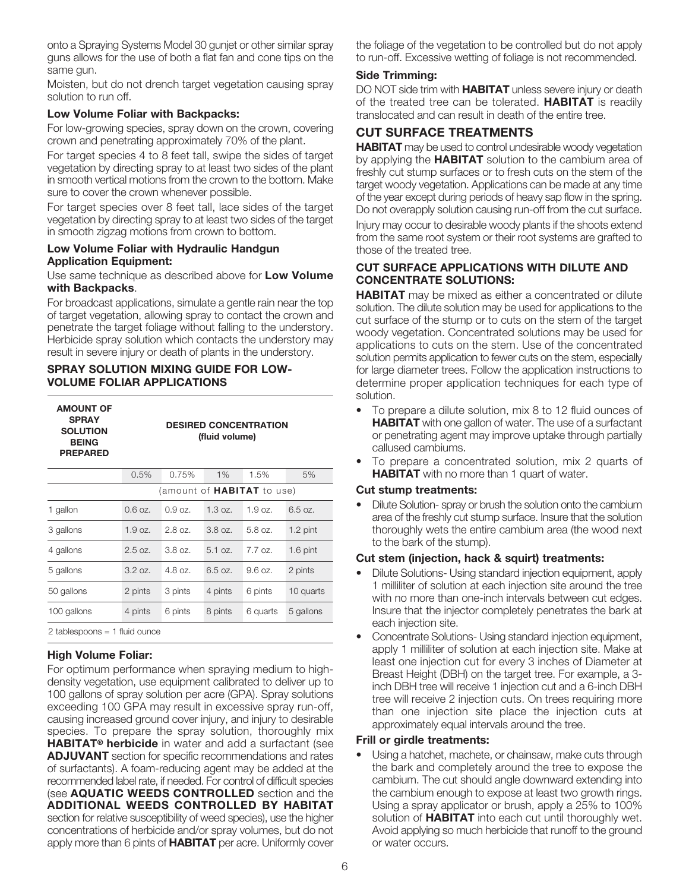onto a Spraying Systems Model 30 gunjet or other similar spray guns allows for the use of both a flat fan and cone tips on the same gun.

Moisten, but do not drench target vegetation causing spray solution to run off.

### Low Volume Foliar with Backpacks:

For low-growing species, spray down on the crown, covering crown and penetrating approximately 70% of the plant.

For target species 4 to 8 feet tall, swipe the sides of target vegetation by directing spray to at least two sides of the plant in smooth vertical motions from the crown to the bottom. Make sure to cover the crown whenever possible.

For target species over 8 feet tall, lace sides of the target vegetation by directing spray to at least two sides of the target in smooth zigzag motions from crown to bottom.

### Low Volume Foliar with Hydraulic Handgun Application Equipment:

Use same technique as described above for **Low Volume with Backpacks**.

For broadcast applications, simulate a gentle rain near the top of target vegetation, allowing spray to contact the crown and penetrate the target foliage without falling to the understory. Herbicide spray solution which contacts the understory may result in severe injury or death of plants in the understory.

### SPRAY SOLUTION MIXING GUIDE FOR LOW-VOLUME FOLIAR APPLICATIONS

| AMOUNT OF SPRAY SOLUTION BEING PREPARED | DESIRED CONCENTRATION (fluid volume) | | | | |
|---|---|---|---|---|---|
| | 0.5% | 0.75% | 1% | 1.5% | 5% |
| | (amount of **HABITAT** to use) | | | | |
| 1 gallon | 0.6 oz. | 0.9 oz. | 1.3 oz. | 1.9 oz. | 6.5 oz. |
| 3 gallons | 1.9 oz. | 2.8 oz. | 3.8 oz. | 5.8 oz. | 1.2 pint |
| 4 gallons | 2.5 oz. | 3.8 oz. | 5.1 oz. | 7.7 oz. | 1.6 pint |
| 5 gallons | 3.2 oz. | 4.8 oz. | 6.5 oz. | 9.6 oz. | 2 pints |
| 50 gallons | 2 pints | 3 pints | 4 pints | 6 pints | 10 quarts |
| 100 gallons | 4 pints | 6 pints | 8 pints | 6 quarts | 5 gallons |

2 tablespoons = 1 fluid ounce

### High Volume Foliar:

For optimum performance when spraying medium to high-density vegetation, use equipment calibrated to deliver up to 100 gallons of spray solution per acre (GPA). Spray solutions exceeding 100 GPA may result in excessive spray run-off, causing increased ground cover injury, and injury to desirable species. To prepare the spray solution, thoroughly mix **HABITAT® herbicide** in water and add a surfactant (see **ADJUVANT** section for specific recommendations and rates of surfactants). A foam-reducing agent may be added at the recommended label rate, if needed. For control of difficult species (see **AQUATIC WEEDS CONTROLLED** section and the **ADDITIONAL WEEDS CONTROLLED BY HABITAT** section for relative susceptibility of weed species), use the higher concentrations of herbicide and/or spray volumes, but do not apply more than 6 pints of **HABITAT** per acre. Uniformly cover the foliage of the vegetation to be controlled but do not apply to run-off. Excessive wetting of foliage is not recommended.

### Side Trimming:

DO NOT side trim with **HABITAT** unless severe injury or death of the treated tree can be tolerated. **HABITAT** is readily translocated and can result in death of the entire tree.

## CUT SURFACE TREATMENTS

**HABITAT** may be used to control undesirable woody vegetation by applying the **HABITAT** solution to the cambium area of freshly cut stump surfaces or to fresh cuts on the stem of the target woody vegetation. Applications can be made at any time of the year except during periods of heavy sap flow in the spring. Do not overapply solution causing run-off from the cut surface.

Injury may occur to desirable woody plants if the shoots extend from the same root system or their root systems are grafted to those of the treated tree.

### CUT SURFACE APPLICATIONS WITH DILUTE AND CONCENTRATE SOLUTIONS:

**HABITAT** may be mixed as either a concentrated or dilute solution. The dilute solution may be used for applications to the cut surface of the stump or to cuts on the stem of the target woody vegetation. Concentrated solutions may be used for applications to cuts on the stem. Use of the concentrated solution permits application to fewer cuts on the stem, especially for large diameter trees. Follow the application instructions to determine proper application techniques for each type of solution.

- To prepare a dilute solution, mix 8 to 12 fluid ounces of **HABITAT** with one gallon of water. The use of a surfactant or penetrating agent may improve uptake through partially callused cambiums.
- To prepare a concentrated solution, mix 2 quarts of **HABITAT** with no more than 1 quart of water.

### Cut stump treatments:

- Dilute Solution- spray or brush the solution onto the cambium area of the freshly cut stump surface. Insure that the solution thoroughly wets the entire cambium area (the wood next to the bark of the stump).

### Cut stem (injection, hack & squirt) treatments:

- Dilute Solutions- Using standard injection equipment, apply 1 milliliter of solution at each injection site around the tree with no more than one-inch intervals between cut edges. Insure that the injector completely penetrates the bark at each injection site.
- Concentrate Solutions- Using standard injection equipment, apply 1 milliliter of solution at each injection site. Make at least one injection cut for every 3 inches of Diameter at Breast Height (DBH) on the target tree. For example, a 3-inch DBH tree will receive 1 injection cut and a 6-inch DBH tree will receive 2 injection cuts. On trees requiring more than one injection site place the injection cuts at approximately equal intervals around the tree.

### Frill or girdle treatments:

- Using a hatchet, machete, or chainsaw, make cuts through the bark and completely around the tree to expose the cambium. The cut should angle downward extending into the cambium enough to expose at least two growth rings. Using a spray applicator or brush, apply a 25% to 100% solution of **HABITAT** into each cut until thoroughly wet. Avoid applying so much herbicide that runoff to the ground or water occurs.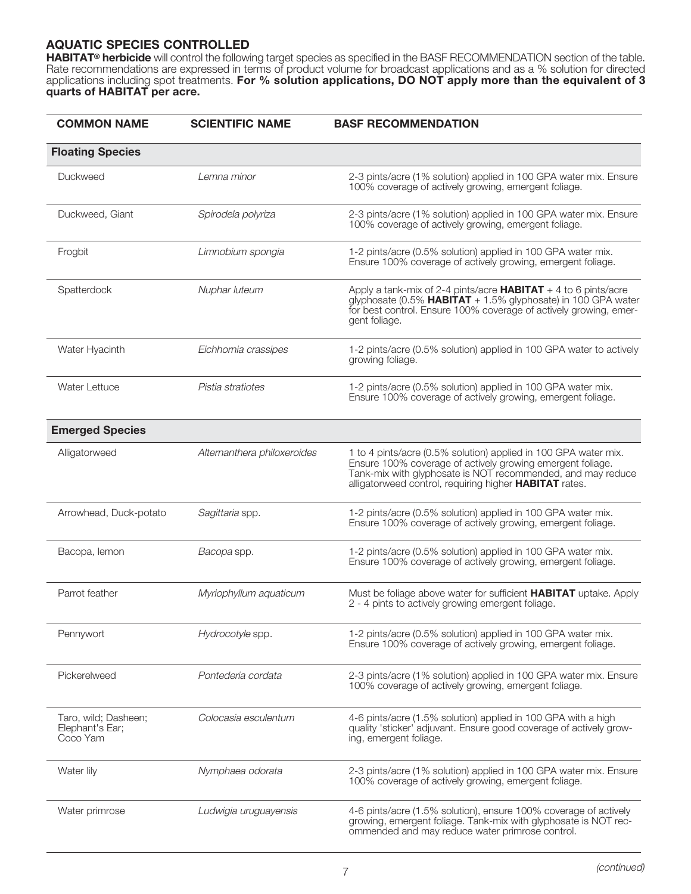## AQUATIC SPECIES CONTROLLED

**HABITAT® herbicide** will control the following target species as specified in the BASF RECOMMENDATION section of the table. Rate recommendations are expressed in terms of product volume for broadcast applications and as a % solution for directed applications including spot treatments. **For % solution applications, DO NOT apply more than the equivalent of 3 quarts of HABITAT per acre.**

| COMMON NAME | SCIENTIFIC NAME | BASF RECOMMENDATION |
|---|---|---|
| **Floating Species** | | |
| Duckweed | *Lemna minor* | 2-3 pints/acre (1% solution) applied in 100 GPA water mix. Ensure 100% coverage of actively growing, emergent foliage. |
| Duckweed, Giant | *Spirodela polyriza* | 2-3 pints/acre (1% solution) applied in 100 GPA water mix. Ensure 100% coverage of actively growing, emergent foliage. |
| Frogbit | *Limnobium spongia* | 1-2 pints/acre (0.5% solution) applied in 100 GPA water mix. Ensure 100% coverage of actively growing, emergent foliage. |
| Spatterdock | *Nuphar luteum* | Apply a tank-mix of 2-4 pints/acre **HABITAT** + 4 to 6 pints/acre glyphosate (0.5% **HABITAT** + 1.5% glyphosate) in 100 GPA water for best control. Ensure 100% coverage of actively growing, emergent foliage. |
| Water Hyacinth | *Eichhornia crassipes* | 1-2 pints/acre (0.5% solution) applied in 100 GPA water to actively growing foliage. |
| Water Lettuce | *Pistia stratiotes* | 1-2 pints/acre (0.5% solution) applied in 100 GPA water mix. Ensure 100% coverage of actively growing, emergent foliage. |
| **Emerged Species** | | |
| Alligatorweed | *Alternanthera philoxeroides* | 1 to 4 pints/acre (0.5% solution) applied in 100 GPA water mix. Ensure 100% coverage of actively growing emergent foliage. Tank-mix with glyphosate is NOT recommended, and may reduce alligatorweed control, requiring higher **HABITAT** rates. |
| Arrowhead, Duck-potato | *Sagittaria* spp. | 1-2 pints/acre (0.5% solution) applied in 100 GPA water mix. Ensure 100% coverage of actively growing, emergent foliage. |
| Bacopa, lemon | *Bacopa* spp. | 1-2 pints/acre (0.5% solution) applied in 100 GPA water mix. Ensure 100% coverage of actively growing, emergent foliage. |
| Parrot feather | *Myriophyllum aquaticum* | Must be foliage above water for sufficient **HABITAT** uptake. Apply 2 - 4 pints to actively growing emergent foliage. |
| Pennywort | *Hydrocotyle* spp. | 1-2 pints/acre (0.5% solution) applied in 100 GPA water mix. Ensure 100% coverage of actively growing, emergent foliage. |
| Pickerelweed | *Pontederia cordata* | 2-3 pints/acre (1% solution) applied in 100 GPA water mix. Ensure 100% coverage of actively growing, emergent foliage. |
| Taro, wild; Dasheen; Elephant's Ear; Coco Yam | *Colocasia esculentum* | 4-6 pints/acre (1.5% solution) applied in 100 GPA with a high quality 'sticker' adjuvant. Ensure good coverage of actively growing, emergent foliage. |
| Water lily | *Nymphaea odorata* | 2-3 pints/acre (1% solution) applied in 100 GPA water mix. Ensure 100% coverage of actively growing, emergent foliage. |
| Water primrose | *Ludwigia uruguayensis* | 4-6 pints/acre (1.5% solution), ensure 100% coverage of actively growing, emergent foliage. Tank-mix with glyphosate is NOT recommended and may reduce water primrose control. |

*(continued)*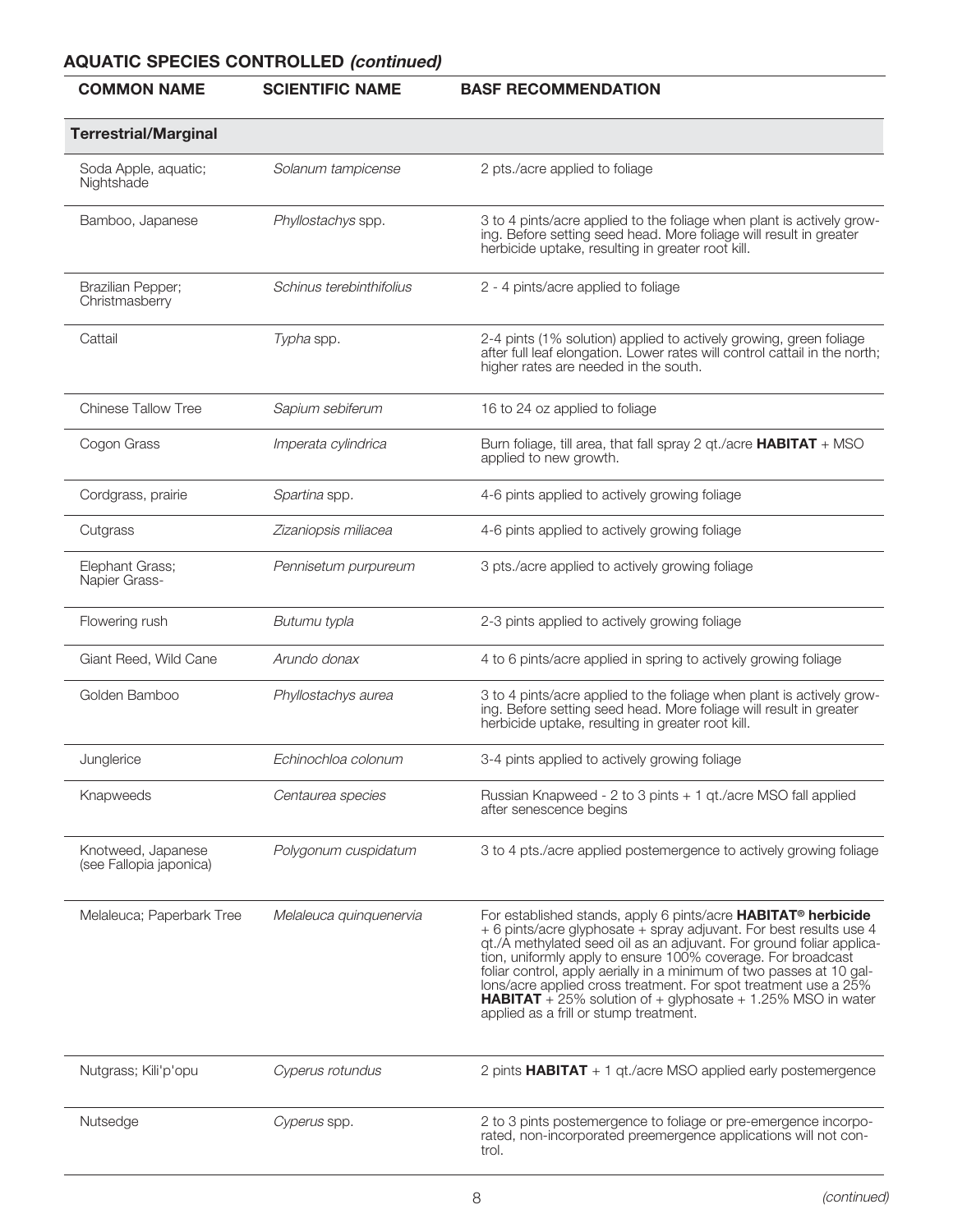## AQUATIC SPECIES CONTROLLED *(continued)*

| COMMON NAME | SCIENTIFIC NAME | BASF RECOMMENDATION |
|---|---|---|
| **Terrestrial/Marginal** | | |
| Soda Apple, aquatic; Nightshade | *Solanum tampicense* | 2 pts./acre applied to foliage |
| Bamboo, Japanese | *Phyllostachys* spp. | 3 to 4 pints/acre applied to the foliage when plant is actively growing. Before setting seed head. More foliage will result in greater herbicide uptake, resulting in greater root kill. |
| Brazilian Pepper; Christmasberry | *Schinus terebinthifolius* | 2 - 4 pints/acre applied to foliage |
| Cattail | *Typha* spp. | 2-4 pints (1% solution) applied to actively growing, green foliage after full leaf elongation. Lower rates will control cattail in the north; higher rates are needed in the south. |
| Chinese Tallow Tree | *Sapium sebiferum* | 16 to 24 oz applied to foliage |
| Cogon Grass | *Imperata cylindrica* | Burn foliage, till area, that fall spray 2 qt./acre **HABITAT** + MSO applied to new growth. |
| Cordgrass, prairie | *Spartina* spp. | 4-6 pints applied to actively growing foliage |
| Cutgrass | *Zizaniopsis miliacea* | 4-6 pints applied to actively growing foliage |
| Elephant Grass; Napier Grass- | *Pennisetum purpureum* | 3 pts./acre applied to actively growing foliage |
| Flowering rush | *Butumu typla* | 2-3 pints applied to actively growing foliage |
| Giant Reed, Wild Cane | *Arundo donax* | 4 to 6 pints/acre applied in spring to actively growing foliage |
| Golden Bamboo | *Phyllostachys aurea* | 3 to 4 pints/acre applied to the foliage when plant is actively growing. Before setting seed head. More foliage will result in greater herbicide uptake, resulting in greater root kill. |
| Junglerice | *Echinochloa colonum* | 3-4 pints applied to actively growing foliage |
| Knapweeds | *Centaurea species* | Russian Knapweed - 2 to 3 pints + 1 qt./acre MSO fall applied after senescence begins |
| Knotweed, Japanese (see Fallopia japonica) | *Polygonum cuspidatum* | 3 to 4 pts./acre applied postemergence to actively growing foliage |
| Melaleuca; Paperbark Tree | *Melaleuca quinquenervia* | For established stands, apply 6 pints/acre **HABITAT® herbicide** + 6 pints/acre glyphosate + spray adjuvant. For best results use 4 qt./A methylated seed oil as an adjuvant. For ground foliar application, uniformly apply to ensure 100% coverage. For broadcast foliar control, apply aerially in a minimum of two passes at 10 gallons/acre applied cross treatment. For spot treatment use a 25% **HABITAT** + 25% solution of + glyphosate + 1.25% MSO in water applied as a frill or stump treatment. |
| Nutgrass; Kili'p'opu | *Cyperus rotundus* | 2 pints **HABITAT** + 1 qt./acre MSO applied early postemergence |
| Nutsedge | *Cyperus* spp. | 2 to 3 pints postemergence to foliage or pre-emergence incorporated, non-incorporated preemergence applications will not control. |

*(continued)*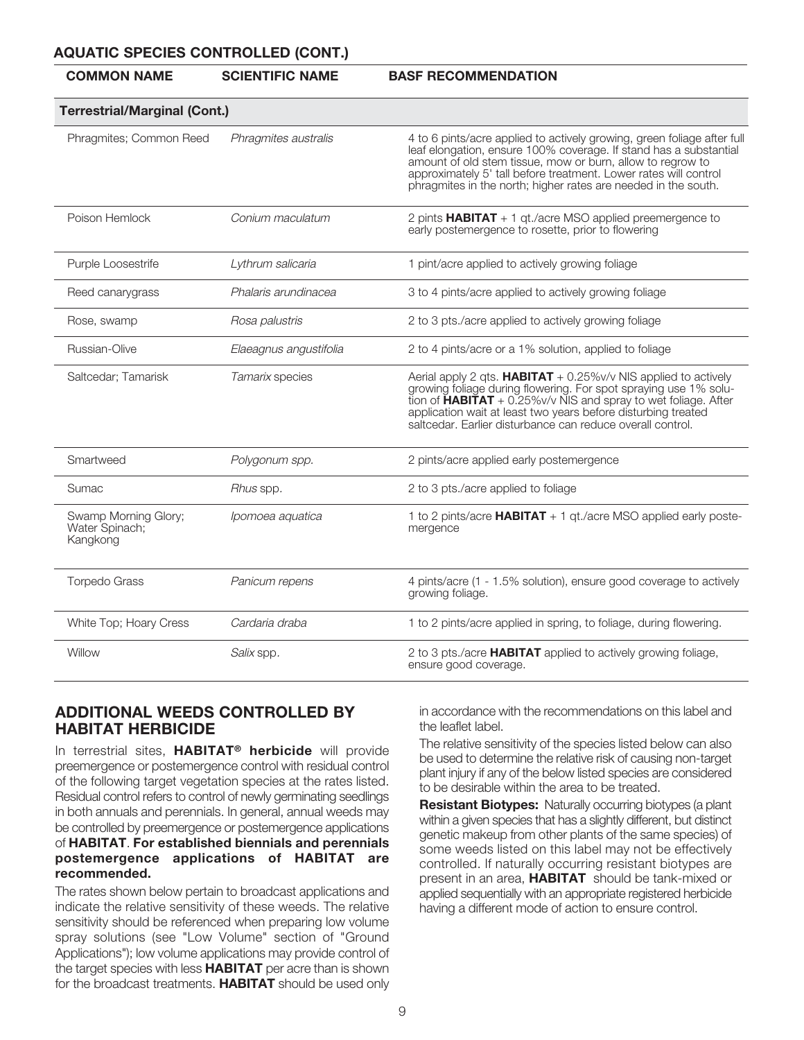## AQUATIC SPECIES CONTROLLED (CONT.)

| COMMON NAME | SCIENTIFIC NAME | BASF RECOMMENDATION |
|---|---|---|
| **Terrestrial/Marginal (Cont.)** | | |
| Phragmites; Common Reed | *Phragmites australis* | 4 to 6 pints/acre applied to actively growing, green foliage after full leaf elongation, ensure 100% coverage. If stand has a substantial amount of old stem tissue, mow or burn, allow to regrow to approximately 5' tall before treatment. Lower rates will control phragmites in the north; higher rates are needed in the south. |
| Poison Hemlock | *Conium maculatum* | 2 pints **HABITAT** + 1 qt./acre MSO applied preemergence to early postemergence to rosette, prior to flowering |
| Purple Loosestrife | *Lythrum salicaria* | 1 pint/acre applied to actively growing foliage |
| Reed canarygrass | *Phalaris arundinacea* | 3 to 4 pints/acre applied to actively growing foliage |
| Rose, swamp | *Rosa palustris* | 2 to 3 pts./acre applied to actively growing foliage |
| Russian-Olive | *Elaeagnus angustifolia* | 2 to 4 pints/acre or a 1% solution, applied to foliage |
| Saltcedar; Tamarisk | *Tamarix* species | Aerial apply 2 qts. **HABITAT** + 0.25%v/v NIS applied to actively growing foliage during flowering. For spot spraying use 1% solution of **HABITAT** + 0.25%v/v NIS and spray to wet foliage. After application wait at least two years before disturbing treated saltcedar. Earlier disturbance can reduce overall control. |
| Smartweed | *Polygonum spp.* | 2 pints/acre applied early postemergence |
| Sumac | *Rhus* spp. | 2 to 3 pts./acre applied to foliage |
| Swamp Morning Glory; Water Spinach; Kangkong | *Ipomoea aquatica* | 1 to 2 pints/acre **HABITAT** + 1 qt./acre MSO applied early postemergence |
| Torpedo Grass | *Panicum repens* | 4 pints/acre (1 - 1.5% solution), ensure good coverage to actively growing foliage. |
| White Top; Hoary Cress | *Cardaria draba* | 1 to 2 pints/acre applied in spring, to foliage, during flowering. |
| Willow | *Salix* spp. | 2 to 3 pts./acre **HABITAT** applied to actively growing foliage, ensure good coverage. |

## ADDITIONAL WEEDS CONTROLLED BY HABITAT HERBICIDE

In terrestrial sites, **HABITAT® herbicide** will provide preemergence or postemergence control with residual control of the following target vegetation species at the rates listed. Residual control refers to control of newly germinating seedlings in both annuals and perennials. In general, annual weeds may be controlled by preemergence or postemergence applications of **HABITAT**. **For established biennials and perennials postemergence applications of HABITAT are recommended.**

The rates shown below pertain to broadcast applications and indicate the relative sensitivity of these weeds. The relative sensitivity should be referenced when preparing low volume spray solutions (see "Low Volume" section of "Ground Applications"); low volume applications may provide control of the target species with less **HABITAT** per acre than is shown for the broadcast treatments. **HABITAT** should be used only in accordance with the recommendations on this label and the leaflet label.

The relative sensitivity of the species listed below can also be used to determine the relative risk of causing non-target plant injury if any of the below listed species are considered to be desirable within the area to be treated.

**Resistant Biotypes:** Naturally occurring biotypes (a plant within a given species that has a slightly different, but distinct genetic makeup from other plants of the same species) of some weeds listed on this label may not be effectively controlled. If naturally occurring resistant biotypes are present in an area, **HABITAT** should be tank-mixed or applied sequentially with an appropriate registered herbicide having a different mode of action to ensure control.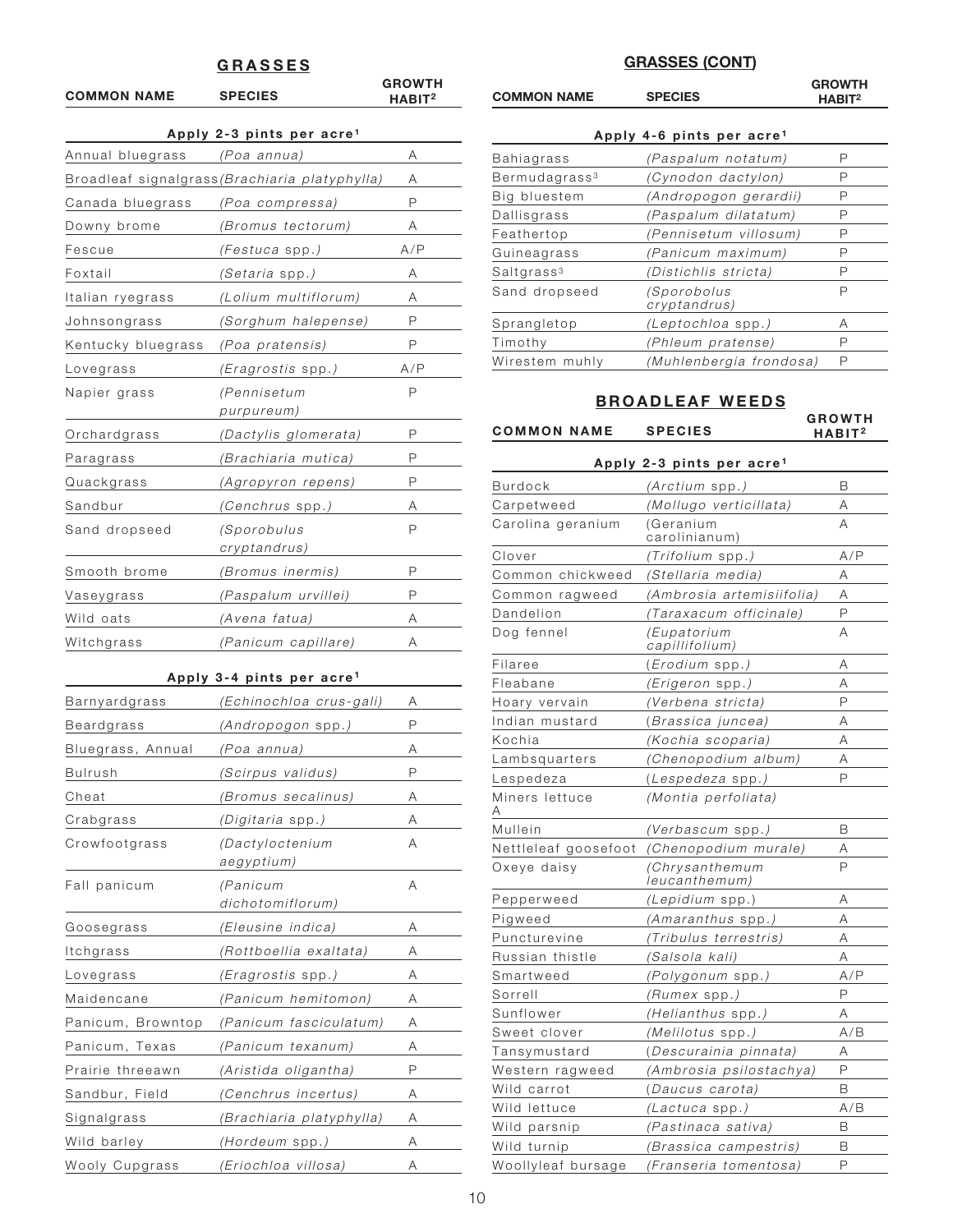## GRASSES

| COMMON NAME | SPECIES | GROWTH HABIT[2] |
|---|---|---|
| **Apply 2-3 pints per acre[1]** | | |
| Annual bluegrass | *(Poa annua)* | A |
| Broadleaf signalgrass | *(Brachiaria platyphylla)* | A |
| Canada bluegrass | *(Poa compressa)* | P |
| Downy brome | *(Bromus tectorum)* | A |
| Fescue | *(Festuca spp.)* | A/P |
| Foxtail | *(Setaria spp.)* | A |
| Italian ryegrass | *(Lolium multiflorum)* | A |
| Johnsongrass | *(Sorghum halepense)* | P |
| Kentucky bluegrass | *(Poa pratensis)* | P |
| Lovegrass | *(Eragrostis spp.)* | A/P |
| Napier grass | *(Pennisetum purpureum)* | P |
| Orchardgrass | *(Dactylis glomerata)* | P |
| Paragrass | *(Brachiaria mutica)* | P |
| Quackgrass | *(Agropyron repens)* | P |
| Sandbur | *(Cenchrus spp.)* | A |
| Sand dropseed | *(Sporobulus cryptandrus)* | P |
| Smooth brome | *(Bromus inermis)* | P |
| Vaseygrass | *(Paspalum urvillei)* | P |
| Wild oats | *(Avena fatua)* | A |
| Witchgrass | *(Panicum capillare)* | A |
| **Apply 3-4 pints per acre[1]** | | |
| Barnyardgrass | *(Echinochloa crus-gali)* | A |
| Beardgrass | *(Andropogon spp.)* | P |
| Bluegrass, Annual | *(Poa annua)* | A |
| Bulrush | *(Scirpus validus)* | P |
| Cheat | *(Bromus secalinus)* | A |
| Crabgrass | *(Digitaria spp.)* | A |
| Crowfootgrass | *(Dactyloctenium aegyptium)* | A |
| Fall panicum | *(Panicum dichotomiflorum)* | A |
| Goosegrass | *(Eleusine indica)* | A |
| Itchgrass | *(Rottboellia exaltata)* | A |
| Lovegrass | *(Eragrostis spp.)* | A |
| Maidencane | *(Panicum hemitomon)* | A |
| Panicum, Browntop | *(Panicum fasciculatum)* | A |
| Panicum, Texas | *(Panicum texanum)* | A |
| Prairie threeawn | *(Aristida oligantha)* | P |
| Sandbur, Field | *(Cenchrus incertus)* | A |
| Signalgrass | *(Brachiaria platyphylla)* | A |
| Wild barley | *(Hordeum spp.)* | A |
| Wooly Cupgrass | *(Eriochloa villosa)* | A |

## GRASSES (CONT)

| COMMON NAME | SPECIES | GROWTH HABIT[2] |
|---|---|---|
| **Apply 4-6 pints per acre[1]** | | |
| Bahiagrass | *(Paspalum notatum)* | P |
| Bermudagrass[3] | *(Cynodon dactylon)* | P |
| Big bluestem | *(Andropogon gerardii)* | P |
| Dallisgrass | *(Paspalum dilatatum)* | P |
| Feathertop | *(Pennisetum villosum)* | P |
| Guineagrass | *(Panicum maximum)* | P |
| Saltgrass[3] | *(Distichlis stricta)* | P |
| Sand dropseed | *(Sporobolus cryptandrus)* | P |
| Sprangletop | *(Leptochloa spp.)* | A |
| Timothy | *(Phleum pratense)* | P |
| Wirestem muhly | *(Muhlenbergia frondosa)* | P |

## BROADLEAF WEEDS

| COMMON NAME | SPECIES | GROWTH HABIT[2] |
|---|---|---|
| **Apply 2-3 pints per acre[1]** | | |
| Burdock | *(Arctium spp.)* | B |
| Carpetweed | *(Mollugo verticillata)* | A |
| Carolina geranium | (Geranium carolinianum) | A |
| Clover | *(Trifolium spp.)* | A/P |
| Common chickweed | *(Stellaria media)* | A |
| Common ragweed | *(Ambrosia artemisiifolia)* | A |
| Dandelion | *(Taraxacum officinale)* | P |
| Dog fennel | *(Eupatorium capillifolium)* | A |
| Filaree | *(Erodium spp.)* | A |
| Fleabane | *(Erigeron spp.)* | A |
| Hoary vervain | *(Verbena stricta)* | P |
| Indian mustard | *(Brassica juncea)* | A |
| Kochia | *(Kochia scoparia)* | A |
| Lambsquarters | *(Chenopodium album)* | A |
| Lespedeza | *(Lespedeza spp.)* | P |
| Miners lettuce | *(Montia perfoliata)* | A |
| Mullein | *(Verbascum spp.)* | B |
| Nettleleaf goosefoot | *(Chenopodium murale)* | A |
| Oxeye daisy | *(Chrysanthemum leucanthemum)* | P |
| Pepperweed | *(Lepidium spp.)* | A |
| Pigweed | *(Amaranthus spp.)* | A |
| Puncturevine | *(Tribulus terrestris)* | A |
| Russian thistle | *(Salsola kali)* | A |
| Smartweed | *(Polygonum spp.)* | A/P |
| Sorrell | *(Rumex spp.)* | P |
| Sunflower | *(Helianthus spp.)* | A |
| Sweet clover | *(Melilotus spp.)* | A/B |
| Tansymustard | *(Descurainia pinnata)* | A |
| Western ragweed | *(Ambrosia psilostachya)* | P |
| Wild carrot | *(Daucus carota)* | B |
| Wild lettuce | *(Lactuca spp.)* | A/B |
| Wild parsnip | *(Pastinaca sativa)* | B |
| Wild turnip | *(Brassica campestris)* | B |
| Woollyleaf bursage | *(Franseria tomentosa)* | P |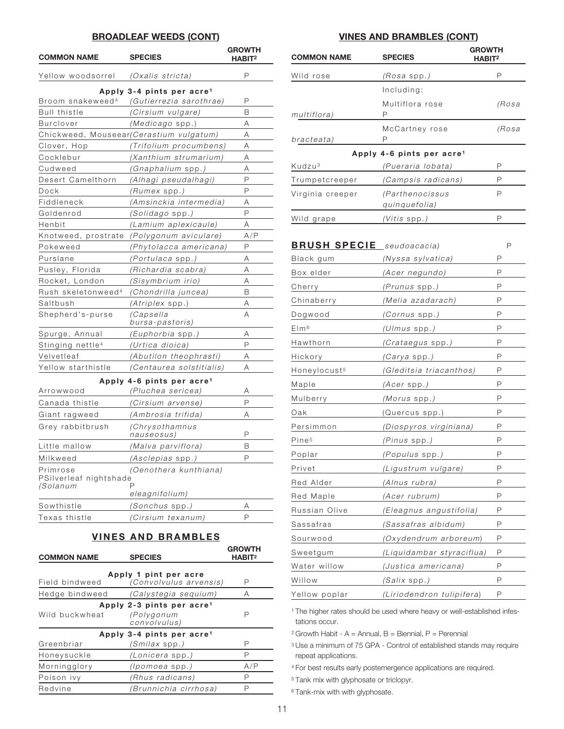## BROADLEAF WEEDS (CONT)

| COMMON NAME | SPECIES | GROWTH HABIT[2] |
|---|---|---|
| Yellow woodsorrel | *(Oxalis stricta)* | P |
| **Apply 3-4 pints per acre[1]** | | |
| Broom snakeweed[4] | *(Gutierrezia sarothrae)* | P |
| Bull thistle | *(Cirsium vulgare)* | B |
| Burclover | *(Medicago spp.)* | A |
| Chickweed, Mouseear | *(Cerastium vulgatum)* | A |
| Clover, Hop | *(Trifolium procumbens)* | A |
| Cocklebur | *(Xanthium strumarium)* | A |
| Cudweed | *(Gnaphalium spp.)* | A |
| Desert Camelthorn | *(Alhagi pseudalhagi)* | P |
| Dock | *(Rumex spp.)* | P |
| Fiddleneck | *(Amsinckia intermedia)* | A |
| Goldenrod | *(Solidago spp.)* | P |
| Henbit | *(Lamium aplexicaule)* | A |
| Knotweed, prostrate | *(Polygonum aviculare)* | A/P |
| Pokeweed | *(Phytolacca americana)* | P |
| Purslane | *(Portulaca spp.)* | A |
| Pusley, Florida | *(Richardia scabra)* | A |
| Rocket, London | *(Sisymbrium irio)* | A |
| Rush skeletonweed[4] | *(Chondrilla juncea)* | B |
| Saltbush | *(Atriplex spp.)* | A |
| Shepherd's-purse | *(Capsella bursa-pastoris)* | A |
| Spurge, Annual | *(Euphorbia spp.)* | A |
| Stinging nettle[4] | *(Urtica dioica)* | P |
| Velvetleaf | *(Abutilon theophrasti)* | A |
| Yellow starthistle | *(Centaurea solstitialis)* | A |
| **Apply 4-6 pints per acre[1]** | | |
| Arrowwood | *(Pluchea sericea)* | A |
| Canada thistle | *(Cirsium arvense)* | P |
| Giant ragweed | *(Ambrosia trifida)* | A |
| Grey rabbitbrush | *(Chrysothamnus nauseosus)* | P |
| Little mallow | *(Malva parviflora)* | B |
| Milkweed | *(Asclepias spp.)* | P |
| Primrose | *(Oenothera kunthiana)* | |
| PSilverleaf nightshade | *(Solanum* P *eleagnifolium)* | |
| Sowthistle | *(Sonchus spp.)* | A |
| Texas thistle | *(Cirsium texanum)* | P |

## VINES AND BRAMBLES

| COMMON NAME | SPECIES | GROWTH HABIT[2] |
|---|---|---|
| **Apply 1 pint per acre** | | |
| Field bindweed | *(Convolvulus arvensis)* | P |
| Hedge bindweed | *(Calystegia sequium)* | A |
| **Apply 2-3 pints per acre[1]** | | |
| Wild buckwheat | *(Polygonum convolvulus)* | P |
| **Apply 3-4 pints per acre[1]** | | |
| Greenbriar | *(Smilax spp.)* | P |
| Honeysuckle | *(Lonicera spp.)* | P |
| Morningglory | *(Ipomoea spp.)* | A/P |
| Poison ivy | *(Rhus radicans)* | P |
| Redvine | *(Brunnichia cirrhosa)* | P |

## VINES AND BRAMBLES (CONT)

| COMMON NAME | SPECIES | GROWTH HABIT[2] |
|---|---|---|
| Wild rose | *(Rosa spp.)* | P |
| | Including: | |
| *multiflora)* | Multiflora rose P | *(Rosa* |
| *bracteata)* | McCartney rose P | *(Rosa* |
| **Apply 4-6 pints per acre[1]** | | |
| Kudzu[3] | *(Pueraria lobata)* | P |
| Trumpetcreeper | *(Campsis radicans)* | P |
| Virginia creeper | *(Parthenocissus quinquefolia)* | P |
| Wild grape | *(Vitis spp.)* | P |

## BRUSH SPECIE

| | | |
|---|---|---|
| | *seudoacacia)* | P |
| Black gum | *(Nyssa sylvatica)* | P |
| Box elder | *(Acer negundo)* | P |
| Cherry | *(Prunus spp.)* | P |
| Chinaberry | *(Melia azadarach)* | P |
| Dogwood | *(Cornus spp.)* | P |
| Elm[6] | *(Ulmus spp.)* | P |
| Hawthorn | *(Crataegus spp.)* | P |
| Hickory | *(Carya spp.)* | P |
| Honeylocust[5] | *(Gleditsia triacanthos)* | P |
| Maple | *(Acer spp.)* | P |
| Mulberry | *(Morus spp.)* | P |
| Oak | (Quercus spp.) | P |
| Persimmon | *(Diospyros virginiana)* | P |
| Pine[5] | *(Pinus spp.)* | P |
| Poplar | *(Populus spp.)* | P |
| Privet | *(Ligustrum vulgare)* | P |
| Red Alder | *(Alnus rubra)* | P |
| Red Maple | *(Acer rubrum)* | P |
| Russian Olive | *(Eleagnus angustifolia)* | P |
| Sassafras | *(Sassafras albidum)* | P |
| Sourwood | *(Oxydendrum arboreum)* | P |
| Sweetgum | *(Liquidambar styraciflua)* | P |
| Water willow | *(Justica americana)* | P |
| Willow | *(Salix spp.)* | P |
| Yellow poplar | *(Liriodendron tulipifera)* | P |

[1] The higher rates should be used where heavy or well-established infestations occur.

[2] Growth Habit - A = Annual, B = Biennial, P = Perennial

[3] Use a minimum of 75 GPA - Control of established stands may require repeat applications.

[4] For best results early postemergence applications are required.

[5] Tank mix with glyphosate or triclopyr.

[6] Tank-mix with with glyphosate.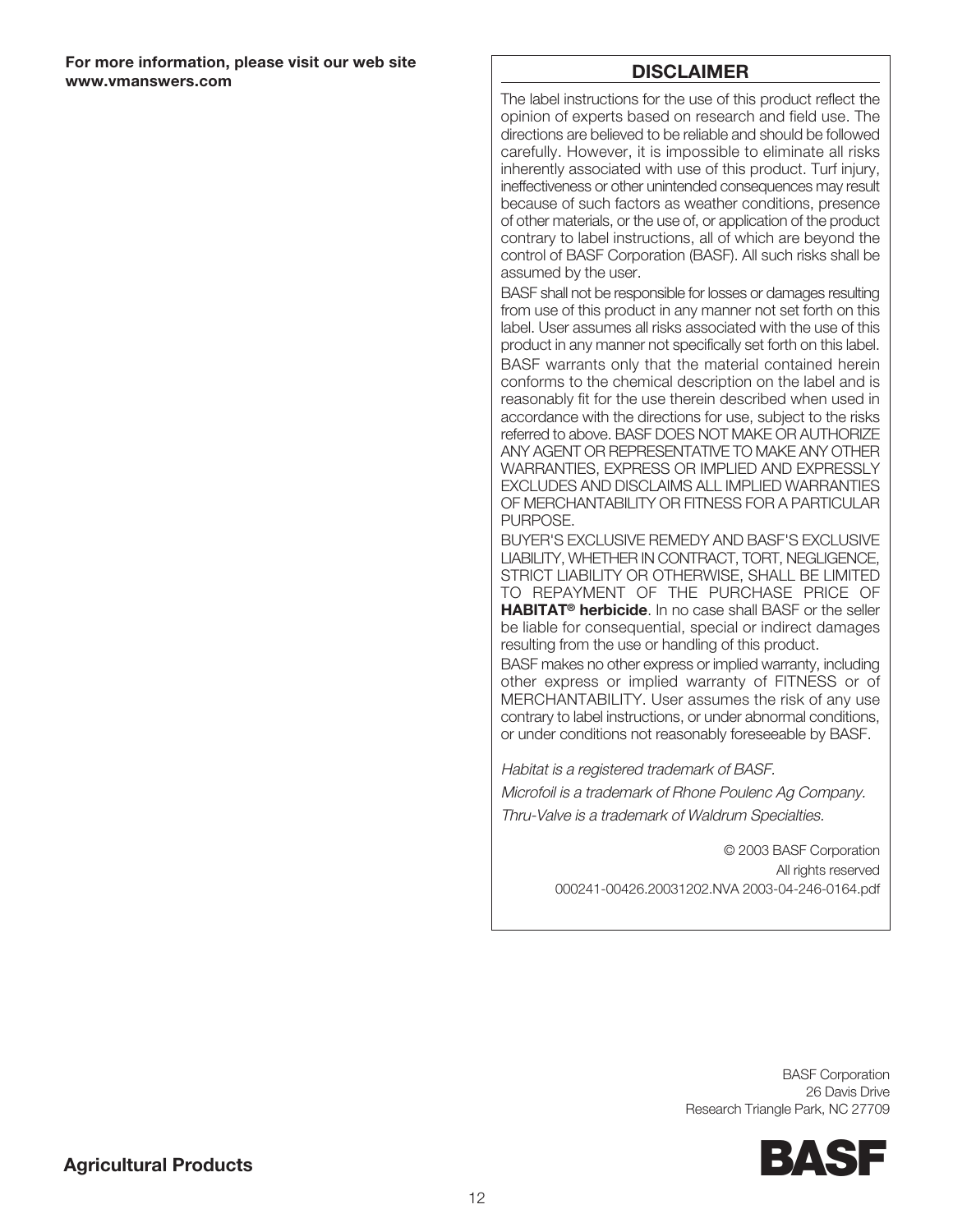**For more information, please visit our web site www.vmanswers.com**

## DISCLAIMER

The label instructions for the use of this product reflect the opinion of experts based on research and field use. The directions are believed to be reliable and should be followed carefully. However, it is impossible to eliminate all risks inherently associated with use of this product. Turf injury, ineffectiveness or other unintended consequences may result because of such factors as weather conditions, presence of other materials, or the use of, or application of the product contrary to label instructions, all of which are beyond the control of BASF Corporation (BASF). All such risks shall be assumed by the user.

BASF shall not be responsible for losses or damages resulting from use of this product in any manner not set forth on this label. User assumes all risks associated with the use of this product in any manner not specifically set forth on this label.

BASF warrants only that the material contained herein conforms to the chemical description on the label and is reasonably fit for the use therein described when used in accordance with the directions for use, subject to the risks referred to above. BASF DOES NOT MAKE OR AUTHORIZE ANY AGENT OR REPRESENTATIVE TO MAKE ANY OTHER WARRANTIES, EXPRESS OR IMPLIED AND EXPRESSLY EXCLUDES AND DISCLAIMS ALL IMPLIED WARRANTIES OF MERCHANTABILITY OR FITNESS FOR A PARTICULAR PURPOSE.

BUYER'S EXCLUSIVE REMEDY AND BASF'S EXCLUSIVE LIABILITY, WHETHER IN CONTRACT, TORT, NEGLIGENCE, STRICT LIABILITY OR OTHERWISE, SHALL BE LIMITED TO REPAYMENT OF THE PURCHASE PRICE OF **HABITAT® herbicide**. In no case shall BASF or the seller be liable for consequential, special or indirect damages resulting from the use or handling of this product.

BASF makes no other express or implied warranty, including other express or implied warranty of FITNESS or of MERCHANTABILITY. User assumes the risk of any use contrary to label instructions, or under abnormal conditions, or under conditions not reasonably foreseeable by BASF.

*Habitat is a registered trademark of BASF.*

*Microfoil is a trademark of Rhone Poulenc Ag Company.*

*Thru-Valve is a trademark of Waldrum Specialties.*

© 2003 BASF Corporation
All rights reserved
000241-00426.20031202.NVA 2003-04-246-0164.pdf

BASF Corporation
26 Davis Drive
Research Triangle Park, NC 27709

**Agricultural Products**

BASF